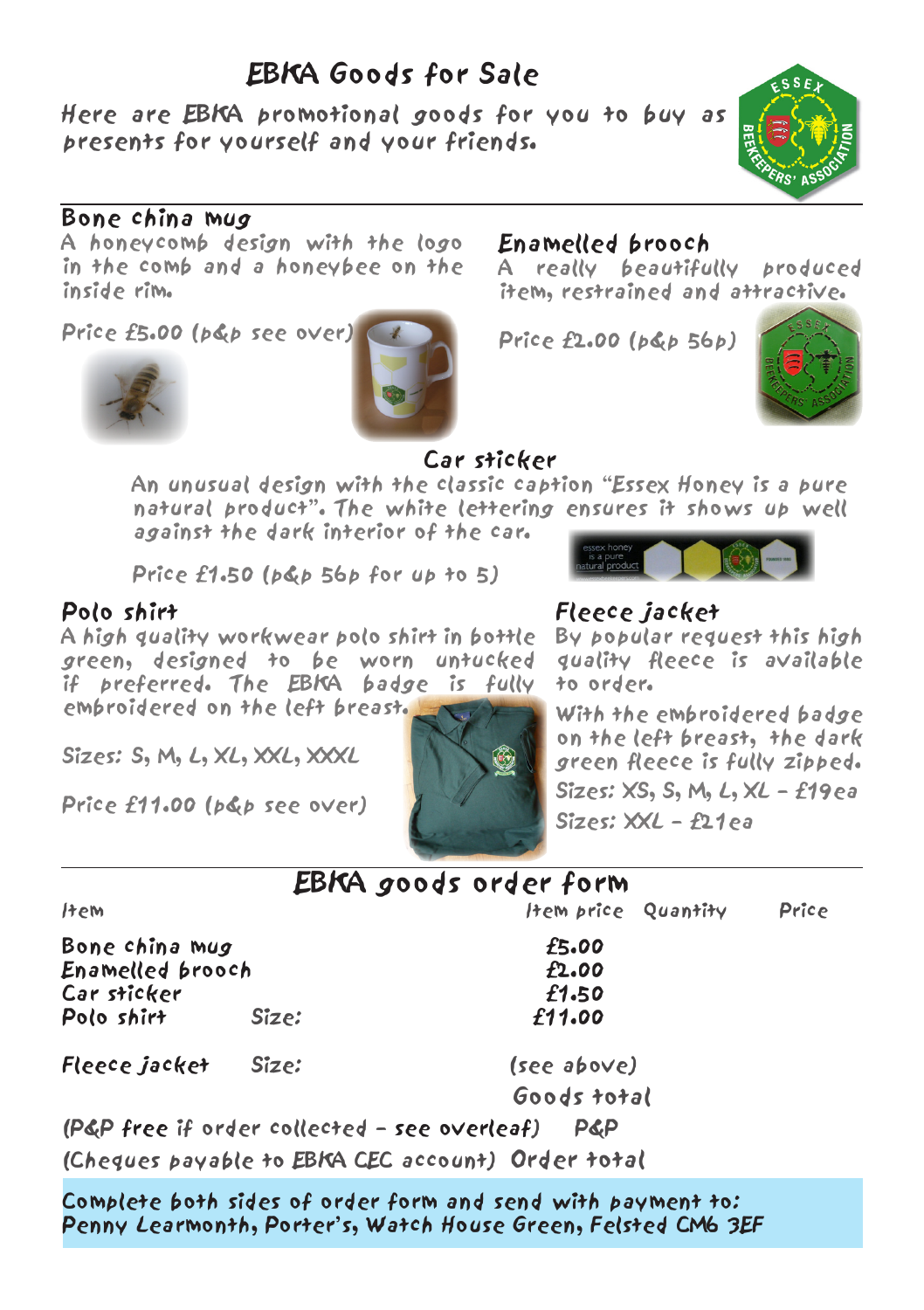# EBKA Goods for Sale

Here are EBKA promotional goods for you to buy as presents for yourself and your friends.

## Bone china mug

A honeycomb design with the logo in the comb and a honeybee on the inside rim.

Price £5.00 (p&p see over)

## Enamelled brooch

A really beautifully produced item, restrained and attractive.

Price £2.00 (p&p 56p)

## Car sticker

An unusual design with the classic caption "Essex Honey is a pure natural product". The white lettering ensures it shows up well against the dark interior of the car.

Price £1.50 (p&p 56p for up to 5)

## Polo shirt

A high quality workwear polo shirt in bottle green, designed to be worn untucked if preferred. The EBKA badge is fully embroidered on the left breast.

Sizes: S, M, L, XL, XXL, XXXL

Price £11.00 (p&p see over)

## Fleece jacket

By popular request this high quality fleece is available to order.

With the embroidered badge on the left breast, the dark green fleece is fully zipped.

Sizes: XS, S, M, L, XL – £19ea

Sizes: XXL – £21ea

## EBKA goods order form

| Item | | Item price | Quantity | Price |
|---|---|---|---|---|
| Bone china mug | | £5.00 | | |
| Enamelled brooch | | £2.00 | | |
| Car sticker | | £1.50 | | |
| Polo shirt | Size: | £11.00 | | |
| Fleece jacket | Size: | (see above) | | |
| | | Goods total | | |
| (P&P free if order collected – see overleaf) | | P&P | | |
| (Cheques payable to EBKA CEC account) | | Order total | | |

**Complete both sides of order form and send with payment to:**
**Penny Learmonth, Porter's, Watch House Green, Felsted CM6 3EF**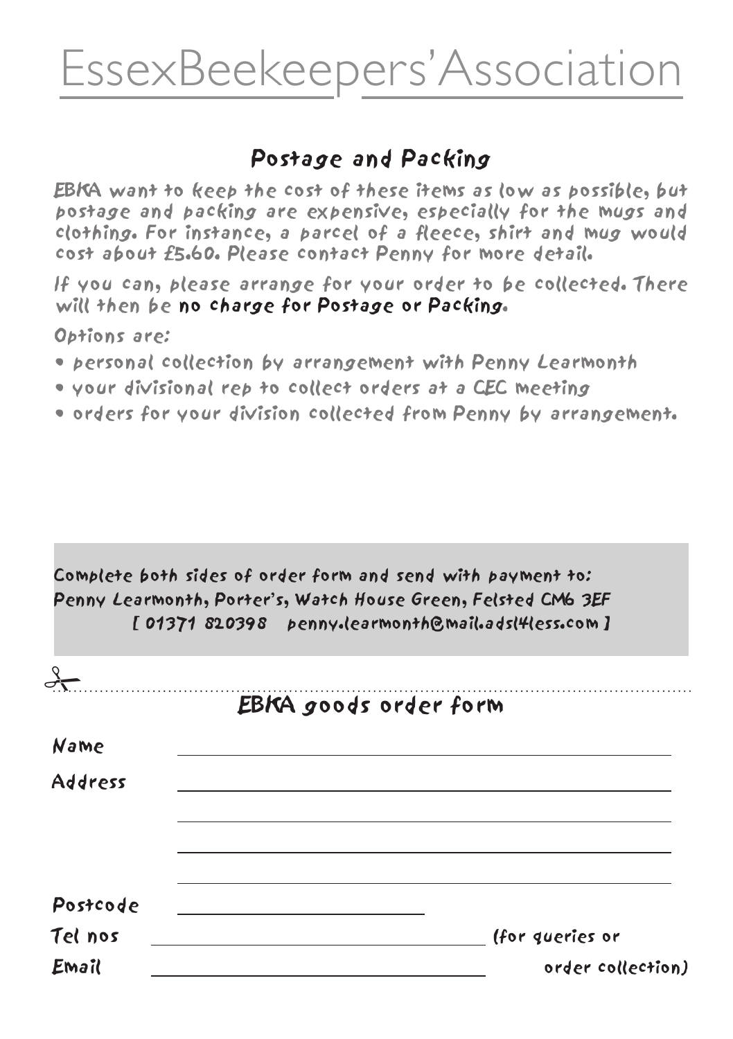# Essex Beekeepers' Association

## Postage and Packing

EBKA want to keep the cost of these items as low as possible, but postage and packing are expensive, especially for the mugs and clothing. For instance, a parcel of a fleece, shirt and mug would cost about £5.60. Please contact Penny for more detail.

If you can, please arrange for your order to be collected. There will then be **no charge for Postage or Packing.**

Options are:

- personal collection by arrangement with Penny Learmonth
- your divisional rep to collect orders at a CEC meeting
- orders for your division collected from Penny by arrangement.

Complete both sides of order form and send with payment to:
Penny Learmonth, Porter's, Watch House Green, Felsted CM6 3EF
[ 01371 820398 penny.learmonth@mail.adsl4less.com ]

## EBKA goods order form

Name ______________________________

Address ______________________________

______________________________

______________________________

______________________________

Postcode ______________________________

Tel nos ______________________________ (for queries or

Email ______________________________ order collection)